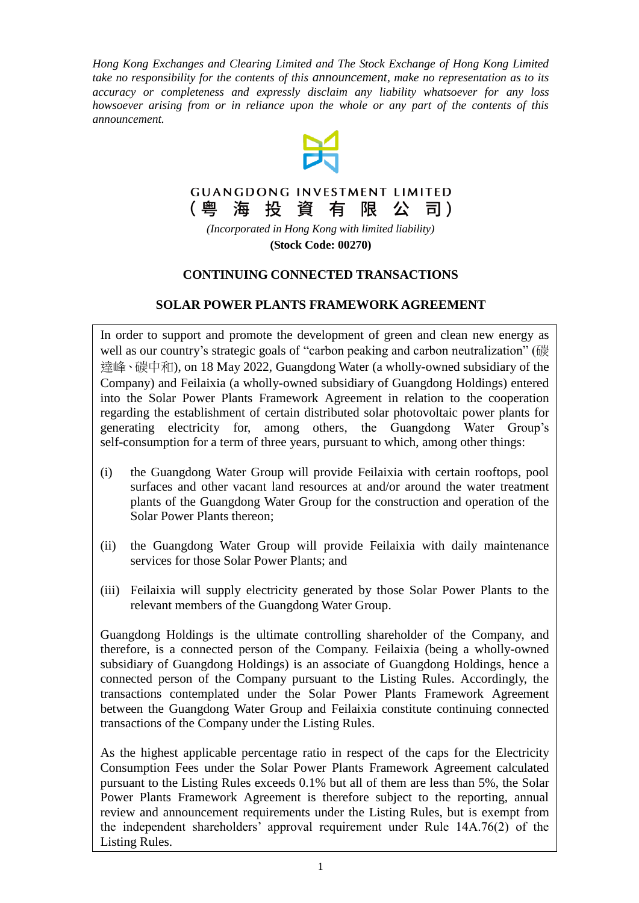*Hong Kong Exchanges and Clearing Limited and The Stock Exchange of Hong Kong Limited take no responsibility for the contents of this announcement, make no representation as to its accuracy or completeness and expressly disclaim any liability whatsoever for any loss howsoever arising from or in reliance upon the whole or any part of the contents of this announcement.*

**GUANGDONG INVESTMENT LIMITED**
**(粵 海 投 資 有 限 公 司)**

*(Incorporated in Hong Kong with limited liability)*

**(Stock Code: 00270)**

## CONTINUING CONNECTED TRANSACTIONS

## SOLAR POWER PLANTS FRAMEWORK AGREEMENT

In order to support and promote the development of green and clean new energy as well as our country's strategic goals of "carbon peaking and carbon neutralization" (碳達峰、碳中和), on 18 May 2022, Guangdong Water (a wholly-owned subsidiary of the Company) and Feilaixia (a wholly-owned subsidiary of Guangdong Holdings) entered into the Solar Power Plants Framework Agreement in relation to the cooperation regarding the establishment of certain distributed solar photovoltaic power plants for generating electricity for, among others, the Guangdong Water Group's self-consumption for a term of three years, pursuant to which, among other things:

(i) the Guangdong Water Group will provide Feilaixia with certain rooftops, pool surfaces and other vacant land resources at and/or around the water treatment plants of the Guangdong Water Group for the construction and operation of the Solar Power Plants thereon;

(ii) the Guangdong Water Group will provide Feilaixia with daily maintenance services for those Solar Power Plants; and

(iii) Feilaixia will supply electricity generated by those Solar Power Plants to the relevant members of the Guangdong Water Group.

Guangdong Holdings is the ultimate controlling shareholder of the Company, and therefore, is a connected person of the Company. Feilaixia (being a wholly-owned subsidiary of Guangdong Holdings) is an associate of Guangdong Holdings, hence a connected person of the Company pursuant to the Listing Rules. Accordingly, the transactions contemplated under the Solar Power Plants Framework Agreement between the Guangdong Water Group and Feilaixia constitute continuing connected transactions of the Company under the Listing Rules.

As the highest applicable percentage ratio in respect of the caps for the Electricity Consumption Fees under the Solar Power Plants Framework Agreement calculated pursuant to the Listing Rules exceeds 0.1% but all of them are less than 5%, the Solar Power Plants Framework Agreement is therefore subject to the reporting, annual review and announcement requirements under the Listing Rules, but is exempt from the independent shareholders' approval requirement under Rule 14A.76(2) of the Listing Rules.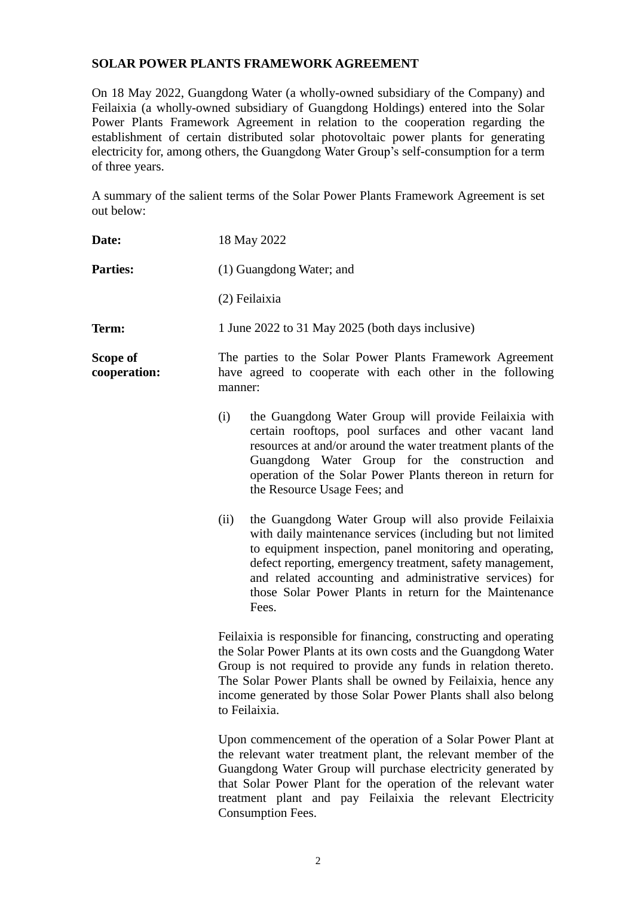**SOLAR POWER PLANTS FRAMEWORK AGREEMENT**

On 18 May 2022, Guangdong Water (a wholly-owned subsidiary of the Company) and Feilaixia (a wholly-owned subsidiary of Guangdong Holdings) entered into the Solar Power Plants Framework Agreement in relation to the cooperation regarding the establishment of certain distributed solar photovoltaic power plants for generating electricity for, among others, the Guangdong Water Group's self-consumption for a term of three years.

A summary of the salient terms of the Solar Power Plants Framework Agreement is set out below:

**Date:** 18 May 2022

**Parties:** (1) Guangdong Water; and

(2) Feilaixia

**Term:** 1 June 2022 to 31 May 2025 (both days inclusive)

**Scope of cooperation:** The parties to the Solar Power Plants Framework Agreement have agreed to cooperate with each other in the following manner:

(i) the Guangdong Water Group will provide Feilaixia with certain rooftops, pool surfaces and other vacant land resources at and/or around the water treatment plants of the Guangdong Water Group for the construction and operation of the Solar Power Plants thereon in return for the Resource Usage Fees; and

(ii) the Guangdong Water Group will also provide Feilaixia with daily maintenance services (including but not limited to equipment inspection, panel monitoring and operating, defect reporting, emergency treatment, safety management, and related accounting and administrative services) for those Solar Power Plants in return for the Maintenance Fees.

Feilaixia is responsible for financing, constructing and operating the Solar Power Plants at its own costs and the Guangdong Water Group is not required to provide any funds in relation thereto. The Solar Power Plants shall be owned by Feilaixia, hence any income generated by those Solar Power Plants shall also belong to Feilaixia.

Upon commencement of the operation of a Solar Power Plant at the relevant water treatment plant, the relevant member of the Guangdong Water Group will purchase electricity generated by that Solar Power Plant for the operation of the relevant water treatment plant and pay Feilaixia the relevant Electricity Consumption Fees.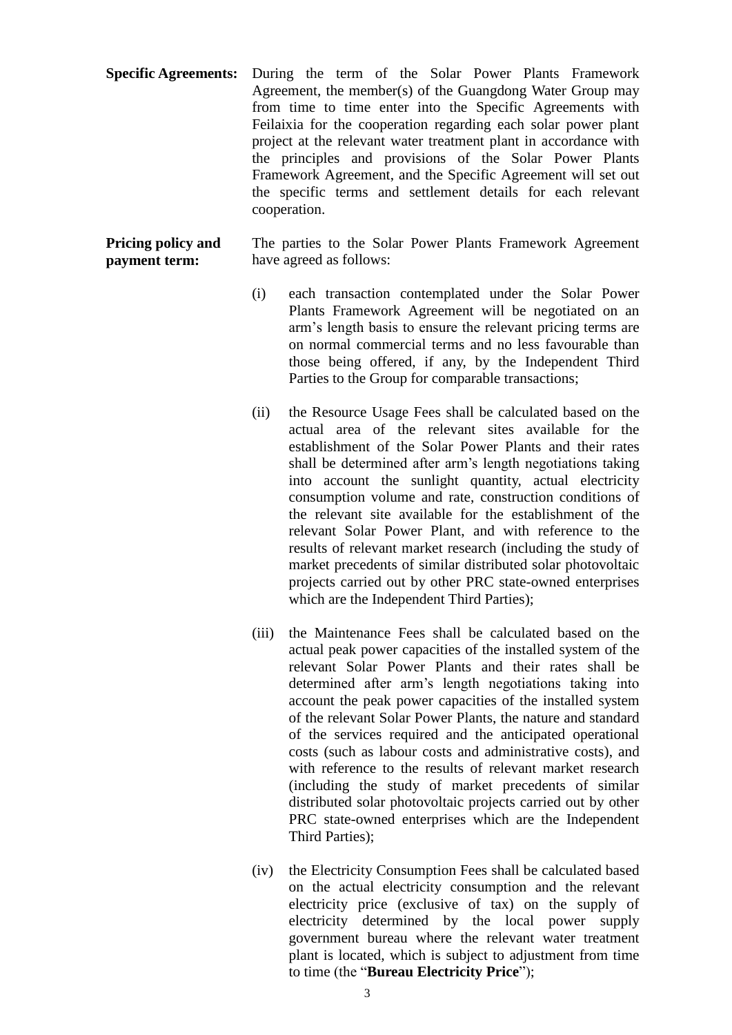**Specific Agreements:** During the term of the Solar Power Plants Framework Agreement, the member(s) of the Guangdong Water Group may from time to time enter into the Specific Agreements with Feilaixia for the cooperation regarding each solar power plant project at the relevant water treatment plant in accordance with the principles and provisions of the Solar Power Plants Framework Agreement, and the Specific Agreement will set out the specific terms and settlement details for each relevant cooperation.

**Pricing policy and payment term:** The parties to the Solar Power Plants Framework Agreement have agreed as follows:

(i) each transaction contemplated under the Solar Power Plants Framework Agreement will be negotiated on an arm's length basis to ensure the relevant pricing terms are on normal commercial terms and no less favourable than those being offered, if any, by the Independent Third Parties to the Group for comparable transactions;

(ii) the Resource Usage Fees shall be calculated based on the actual area of the relevant sites available for the establishment of the Solar Power Plants and their rates shall be determined after arm's length negotiations taking into account the sunlight quantity, actual electricity consumption volume and rate, construction conditions of the relevant site available for the establishment of the relevant Solar Power Plant, and with reference to the results of relevant market research (including the study of market precedents of similar distributed solar photovoltaic projects carried out by other PRC state-owned enterprises which are the Independent Third Parties);

(iii) the Maintenance Fees shall be calculated based on the actual peak power capacities of the installed system of the relevant Solar Power Plants and their rates shall be determined after arm's length negotiations taking into account the peak power capacities of the installed system of the relevant Solar Power Plants, the nature and standard of the services required and the anticipated operational costs (such as labour costs and administrative costs), and with reference to the results of relevant market research (including the study of market precedents of similar distributed solar photovoltaic projects carried out by other PRC state-owned enterprises which are the Independent Third Parties);

(iv) the Electricity Consumption Fees shall be calculated based on the actual electricity consumption and the relevant electricity price (exclusive of tax) on the supply of electricity determined by the local power supply government bureau where the relevant water treatment plant is located, which is subject to adjustment from time to time (the "**Bureau Electricity Price**");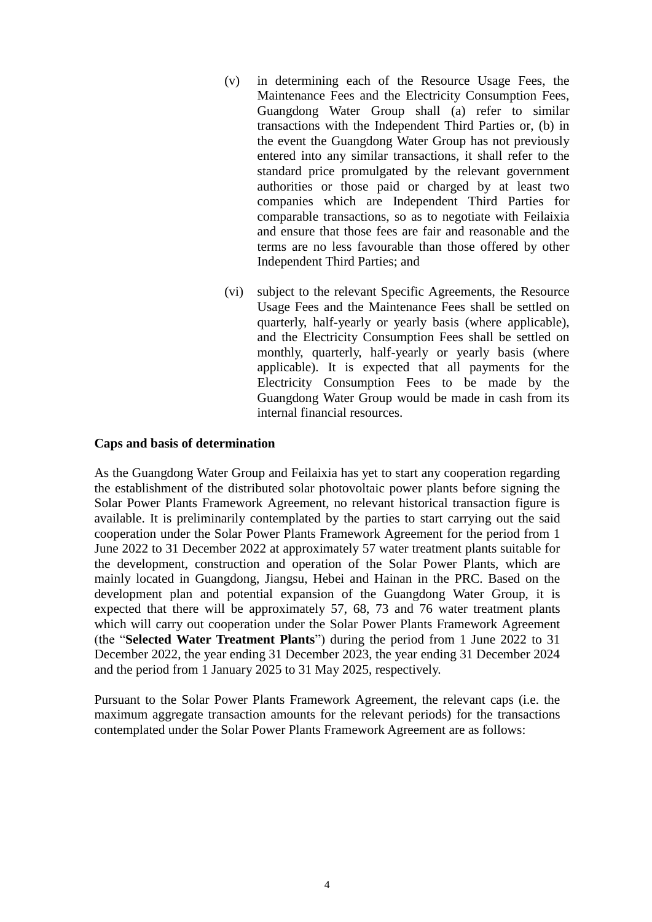(v) in determining each of the Resource Usage Fees, the Maintenance Fees and the Electricity Consumption Fees, Guangdong Water Group shall (a) refer to similar transactions with the Independent Third Parties or, (b) in the event the Guangdong Water Group has not previously entered into any similar transactions, it shall refer to the standard price promulgated by the relevant government authorities or those paid or charged by at least two companies which are Independent Third Parties for comparable transactions, so as to negotiate with Feilaixia and ensure that those fees are fair and reasonable and the terms are no less favourable than those offered by other Independent Third Parties; and

(vi) subject to the relevant Specific Agreements, the Resource Usage Fees and the Maintenance Fees shall be settled on quarterly, half-yearly or yearly basis (where applicable), and the Electricity Consumption Fees shall be settled on monthly, quarterly, half-yearly or yearly basis (where applicable). It is expected that all payments for the Electricity Consumption Fees to be made by the Guangdong Water Group would be made in cash from its internal financial resources.

**Caps and basis of determination**

As the Guangdong Water Group and Feilaixia has yet to start any cooperation regarding the establishment of the distributed solar photovoltaic power plants before signing the Solar Power Plants Framework Agreement, no relevant historical transaction figure is available. It is preliminarily contemplated by the parties to start carrying out the said cooperation under the Solar Power Plants Framework Agreement for the period from 1 June 2022 to 31 December 2022 at approximately 57 water treatment plants suitable for the development, construction and operation of the Solar Power Plants, which are mainly located in Guangdong, Jiangsu, Hebei and Hainan in the PRC. Based on the development plan and potential expansion of the Guangdong Water Group, it is expected that there will be approximately 57, 68, 73 and 76 water treatment plants which will carry out cooperation under the Solar Power Plants Framework Agreement (the "**Selected Water Treatment Plants**") during the period from 1 June 2022 to 31 December 2022, the year ending 31 December 2023, the year ending 31 December 2024 and the period from 1 January 2025 to 31 May 2025, respectively.

Pursuant to the Solar Power Plants Framework Agreement, the relevant caps (i.e. the maximum aggregate transaction amounts for the relevant periods) for the transactions contemplated under the Solar Power Plants Framework Agreement are as follows: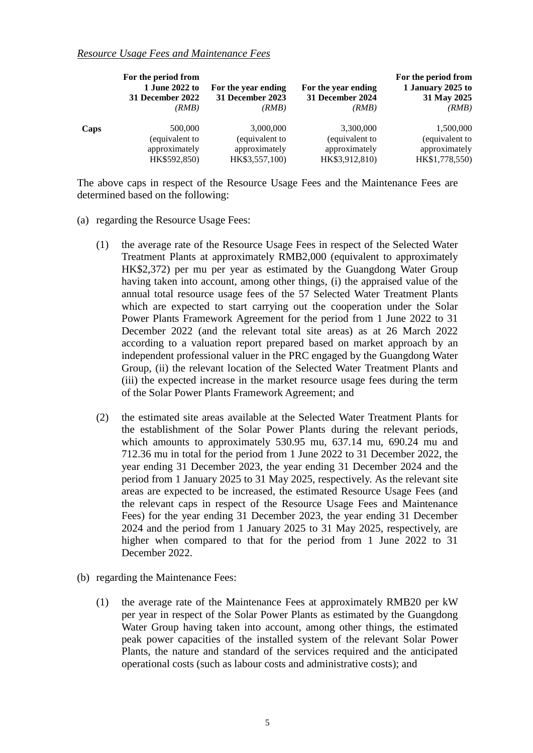*Resource Usage Fees and Maintenance Fees*

| | For the period from 1 June 2022 to 31 December 2022 *(RMB)* | For the year ending 31 December 2023 *(RMB)* | For the year ending 31 December 2024 *(RMB)* | For the period from 1 January 2025 to 31 May 2025 *(RMB)* |
|---|---|---|---|---|
| **Caps** | 500,000 (equivalent to approximately HK$592,850) | 3,000,000 (equivalent to approximately HK$3,557,100) | 3,300,000 (equivalent to approximately HK$3,912,810) | 1,500,000 (equivalent to approximately HK$1,778,550) |

The above caps in respect of the Resource Usage Fees and the Maintenance Fees are determined based on the following:

(a) regarding the Resource Usage Fees:

(1) the average rate of the Resource Usage Fees in respect of the Selected Water Treatment Plants at approximately RMB2,000 (equivalent to approximately HK$2,372) per mu per year as estimated by the Guangdong Water Group having taken into account, among other things, (i) the appraised value of the annual total resource usage fees of the 57 Selected Water Treatment Plants which are expected to start carrying out the cooperation under the Solar Power Plants Framework Agreement for the period from 1 June 2022 to 31 December 2022 (and the relevant total site areas) as at 26 March 2022 according to a valuation report prepared based on market approach by an independent professional valuer in the PRC engaged by the Guangdong Water Group, (ii) the relevant location of the Selected Water Treatment Plants and (iii) the expected increase in the market resource usage fees during the term of the Solar Power Plants Framework Agreement; and

(2) the estimated site areas available at the Selected Water Treatment Plants for the establishment of the Solar Power Plants during the relevant periods, which amounts to approximately 530.95 mu, 637.14 mu, 690.24 mu and 712.36 mu in total for the period from 1 June 2022 to 31 December 2022, the year ending 31 December 2023, the year ending 31 December 2024 and the period from 1 January 2025 to 31 May 2025, respectively. As the relevant site areas are expected to be increased, the estimated Resource Usage Fees (and the relevant caps in respect of the Resource Usage Fees and Maintenance Fees) for the year ending 31 December 2023, the year ending 31 December 2024 and the period from 1 January 2025 to 31 May 2025, respectively, are higher when compared to that for the period from 1 June 2022 to 31 December 2022.

(b) regarding the Maintenance Fees:

(1) the average rate of the Maintenance Fees at approximately RMB20 per kW per year in respect of the Solar Power Plants as estimated by the Guangdong Water Group having taken into account, among other things, the estimated peak power capacities of the installed system of the relevant Solar Power Plants, the nature and standard of the services required and the anticipated operational costs (such as labour costs and administrative costs); and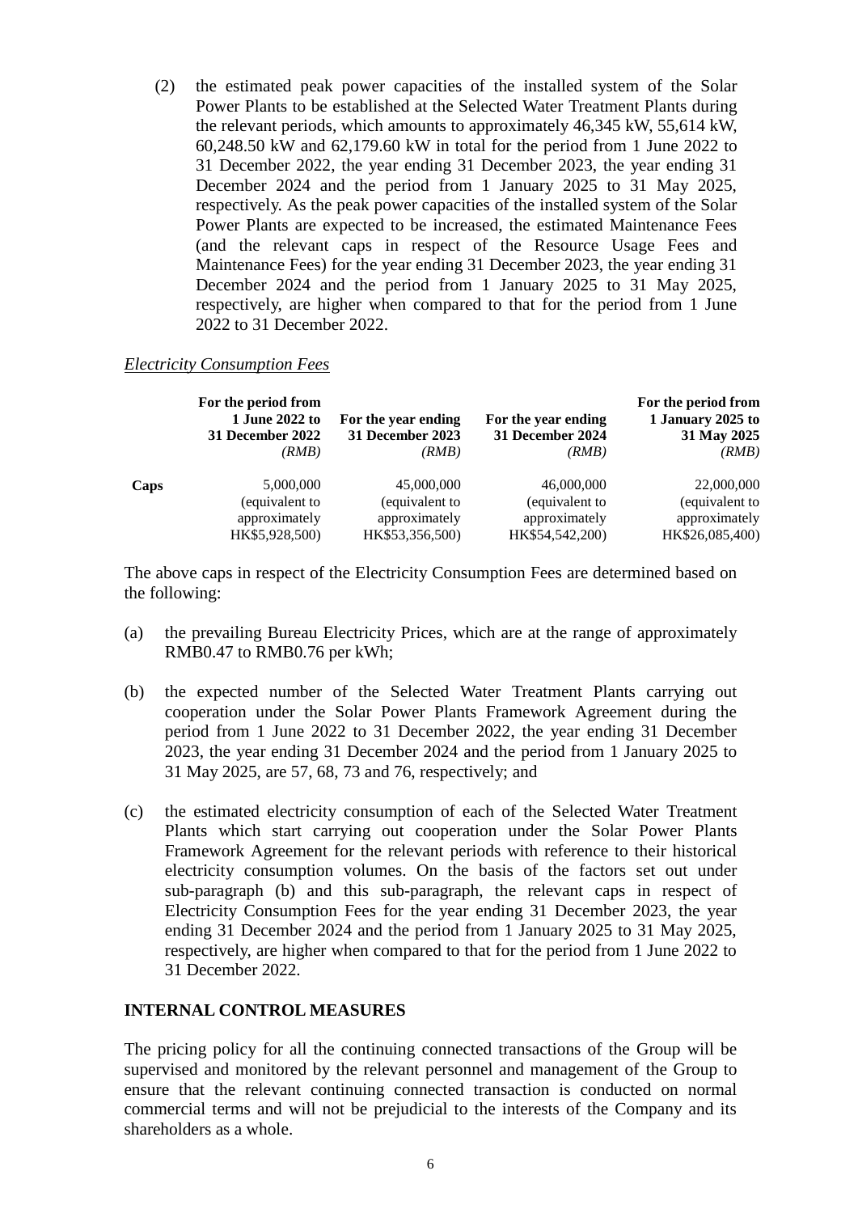(2) the estimated peak power capacities of the installed system of the Solar Power Plants to be established at the Selected Water Treatment Plants during the relevant periods, which amounts to approximately 46,345 kW, 55,614 kW, 60,248.50 kW and 62,179.60 kW in total for the period from 1 June 2022 to 31 December 2022, the year ending 31 December 2023, the year ending 31 December 2024 and the period from 1 January 2025 to 31 May 2025, respectively. As the peak power capacities of the installed system of the Solar Power Plants are expected to be increased, the estimated Maintenance Fees (and the relevant caps in respect of the Resource Usage Fees and Maintenance Fees) for the year ending 31 December 2023, the year ending 31 December 2024 and the period from 1 January 2025 to 31 May 2025, respectively, are higher when compared to that for the period from 1 June 2022 to 31 December 2022.

*Electricity Consumption Fees*

| | For the period from 1 June 2022 to 31 December 2022 *(RMB)* | For the year ending 31 December 2023 *(RMB)* | For the year ending 31 December 2024 *(RMB)* | For the period from 1 January 2025 to 31 May 2025 *(RMB)* |
|---|---|---|---|---|
| **Caps** | 5,000,000 (equivalent to approximately HK$5,928,500) | 45,000,000 (equivalent to approximately HK$53,356,500) | 46,000,000 (equivalent to approximately HK$54,542,200) | 22,000,000 (equivalent to approximately HK$26,085,400) |

The above caps in respect of the Electricity Consumption Fees are determined based on the following:

(a) the prevailing Bureau Electricity Prices, which are at the range of approximately RMB0.47 to RMB0.76 per kWh;

(b) the expected number of the Selected Water Treatment Plants carrying out cooperation under the Solar Power Plants Framework Agreement during the period from 1 June 2022 to 31 December 2022, the year ending 31 December 2023, the year ending 31 December 2024 and the period from 1 January 2025 to 31 May 2025, are 57, 68, 73 and 76, respectively; and

(c) the estimated electricity consumption of each of the Selected Water Treatment Plants which start carrying out cooperation under the Solar Power Plants Framework Agreement for the relevant periods with reference to their historical electricity consumption volumes. On the basis of the factors set out under sub-paragraph (b) and this sub-paragraph, the relevant caps in respect of Electricity Consumption Fees for the year ending 31 December 2023, the year ending 31 December 2024 and the period from 1 January 2025 to 31 May 2025, respectively, are higher when compared to that for the period from 1 June 2022 to 31 December 2022.

## INTERNAL CONTROL MEASURES

The pricing policy for all the continuing connected transactions of the Group will be supervised and monitored by the relevant personnel and management of the Group to ensure that the relevant continuing connected transaction is conducted on normal commercial terms and will not be prejudicial to the interests of the Company and its shareholders as a whole.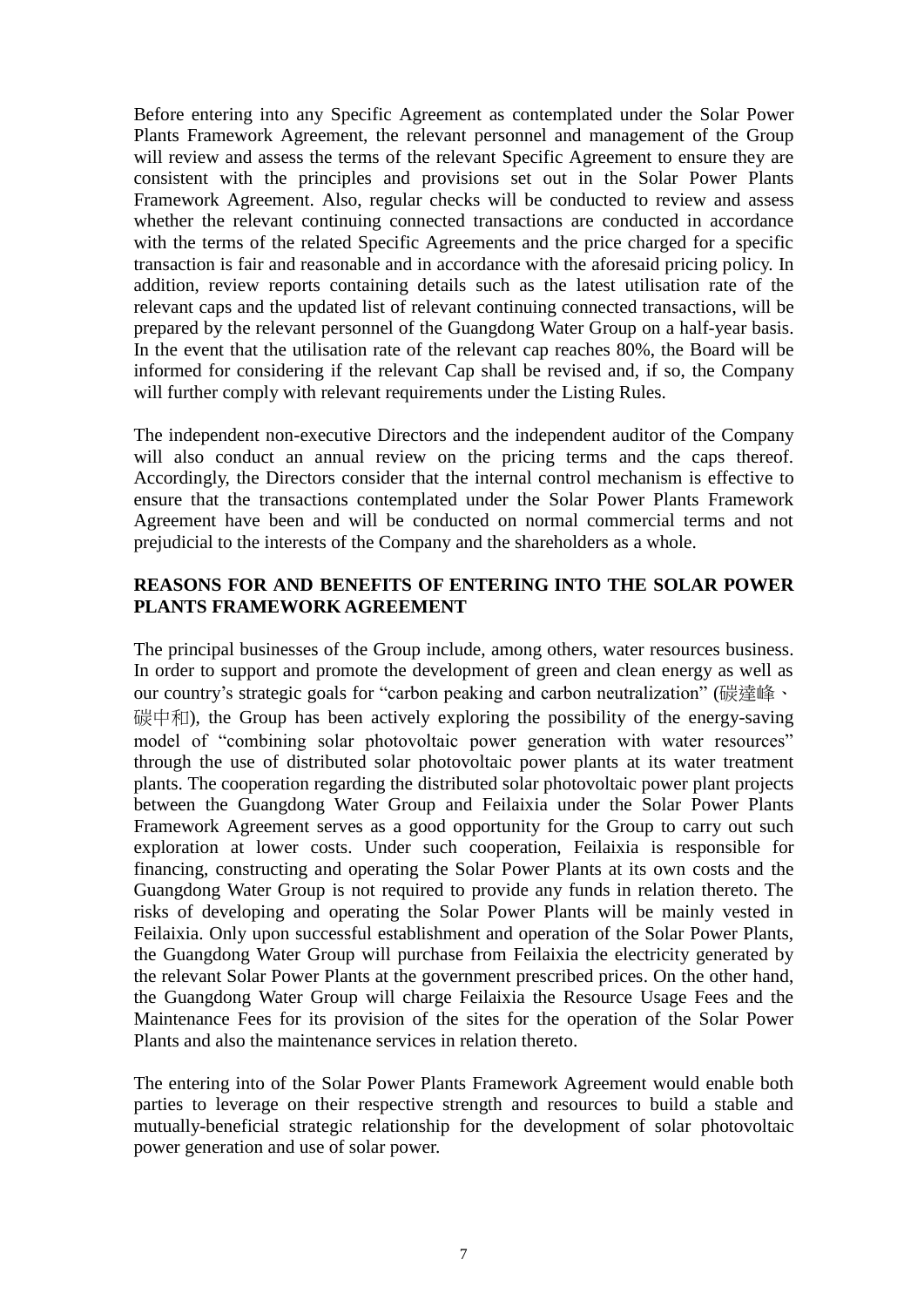Before entering into any Specific Agreement as contemplated under the Solar Power Plants Framework Agreement, the relevant personnel and management of the Group will review and assess the terms of the relevant Specific Agreement to ensure they are consistent with the principles and provisions set out in the Solar Power Plants Framework Agreement. Also, regular checks will be conducted to review and assess whether the relevant continuing connected transactions are conducted in accordance with the terms of the related Specific Agreements and the price charged for a specific transaction is fair and reasonable and in accordance with the aforesaid pricing policy. In addition, review reports containing details such as the latest utilisation rate of the relevant caps and the updated list of relevant continuing connected transactions, will be prepared by the relevant personnel of the Guangdong Water Group on a half-year basis. In the event that the utilisation rate of the relevant cap reaches 80%, the Board will be informed for considering if the relevant Cap shall be revised and, if so, the Company will further comply with relevant requirements under the Listing Rules.

The independent non-executive Directors and the independent auditor of the Company will also conduct an annual review on the pricing terms and the caps thereof. Accordingly, the Directors consider that the internal control mechanism is effective to ensure that the transactions contemplated under the Solar Power Plants Framework Agreement have been and will be conducted on normal commercial terms and not prejudicial to the interests of the Company and the shareholders as a whole.

**REASONS FOR AND BENEFITS OF ENTERING INTO THE SOLAR POWER PLANTS FRAMEWORK AGREEMENT**

The principal businesses of the Group include, among others, water resources business. In order to support and promote the development of green and clean energy as well as our country's strategic goals for "carbon peaking and carbon neutralization" (碳達峰、碳中和), the Group has been actively exploring the possibility of the energy-saving model of "combining solar photovoltaic power generation with water resources" through the use of distributed solar photovoltaic power plants at its water treatment plants. The cooperation regarding the distributed solar photovoltaic power plant projects between the Guangdong Water Group and Feilaixia under the Solar Power Plants Framework Agreement serves as a good opportunity for the Group to carry out such exploration at lower costs. Under such cooperation, Feilaixia is responsible for financing, constructing and operating the Solar Power Plants at its own costs and the Guangdong Water Group is not required to provide any funds in relation thereto. The risks of developing and operating the Solar Power Plants will be mainly vested in Feilaixia. Only upon successful establishment and operation of the Solar Power Plants, the Guangdong Water Group will purchase from Feilaixia the electricity generated by the relevant Solar Power Plants at the government prescribed prices. On the other hand, the Guangdong Water Group will charge Feilaixia the Resource Usage Fees and the Maintenance Fees for its provision of the sites for the operation of the Solar Power Plants and also the maintenance services in relation thereto.

The entering into of the Solar Power Plants Framework Agreement would enable both parties to leverage on their respective strength and resources to build a stable and mutually-beneficial strategic relationship for the development of solar photovoltaic power generation and use of solar power.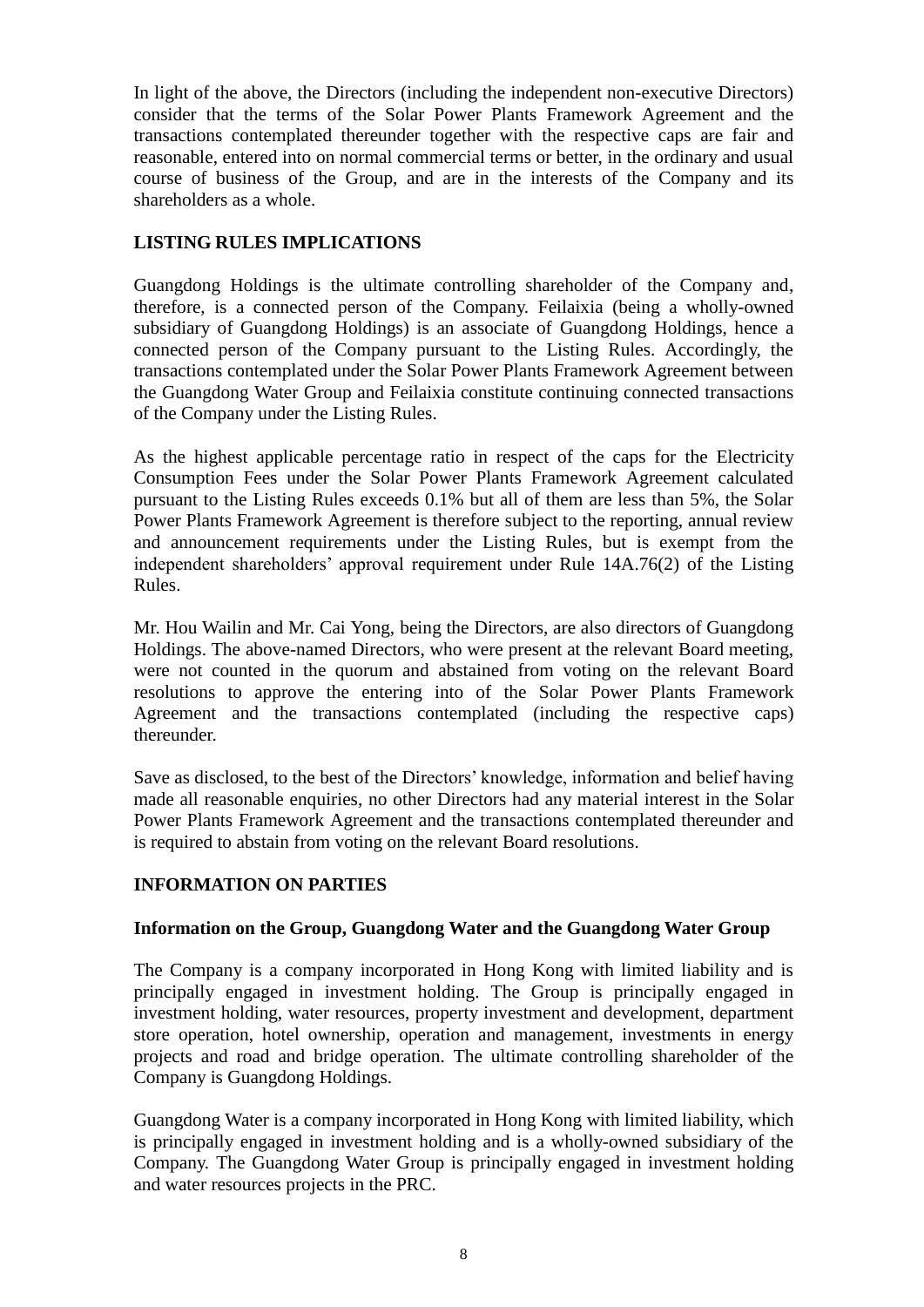In light of the above, the Directors (including the independent non-executive Directors) consider that the terms of the Solar Power Plants Framework Agreement and the transactions contemplated thereunder together with the respective caps are fair and reasonable, entered into on normal commercial terms or better, in the ordinary and usual course of business of the Group, and are in the interests of the Company and its shareholders as a whole.

## LISTING RULES IMPLICATIONS

Guangdong Holdings is the ultimate controlling shareholder of the Company and, therefore, is a connected person of the Company. Feilaixia (being a wholly-owned subsidiary of Guangdong Holdings) is an associate of Guangdong Holdings, hence a connected person of the Company pursuant to the Listing Rules. Accordingly, the transactions contemplated under the Solar Power Plants Framework Agreement between the Guangdong Water Group and Feilaixia constitute continuing connected transactions of the Company under the Listing Rules.

As the highest applicable percentage ratio in respect of the caps for the Electricity Consumption Fees under the Solar Power Plants Framework Agreement calculated pursuant to the Listing Rules exceeds 0.1% but all of them are less than 5%, the Solar Power Plants Framework Agreement is therefore subject to the reporting, annual review and announcement requirements under the Listing Rules, but is exempt from the independent shareholders' approval requirement under Rule 14A.76(2) of the Listing Rules.

Mr. Hou Wailin and Mr. Cai Yong, being the Directors, are also directors of Guangdong Holdings. The above-named Directors, who were present at the relevant Board meeting, were not counted in the quorum and abstained from voting on the relevant Board resolutions to approve the entering into of the Solar Power Plants Framework Agreement and the transactions contemplated (including the respective caps) thereunder.

Save as disclosed, to the best of the Directors' knowledge, information and belief having made all reasonable enquiries, no other Directors had any material interest in the Solar Power Plants Framework Agreement and the transactions contemplated thereunder and is required to abstain from voting on the relevant Board resolutions.

## INFORMATION ON PARTIES

### Information on the Group, Guangdong Water and the Guangdong Water Group

The Company is a company incorporated in Hong Kong with limited liability and is principally engaged in investment holding. The Group is principally engaged in investment holding, water resources, property investment and development, department store operation, hotel ownership, operation and management, investments in energy projects and road and bridge operation. The ultimate controlling shareholder of the Company is Guangdong Holdings.

Guangdong Water is a company incorporated in Hong Kong with limited liability, which is principally engaged in investment holding and is a wholly-owned subsidiary of the Company. The Guangdong Water Group is principally engaged in investment holding and water resources projects in the PRC.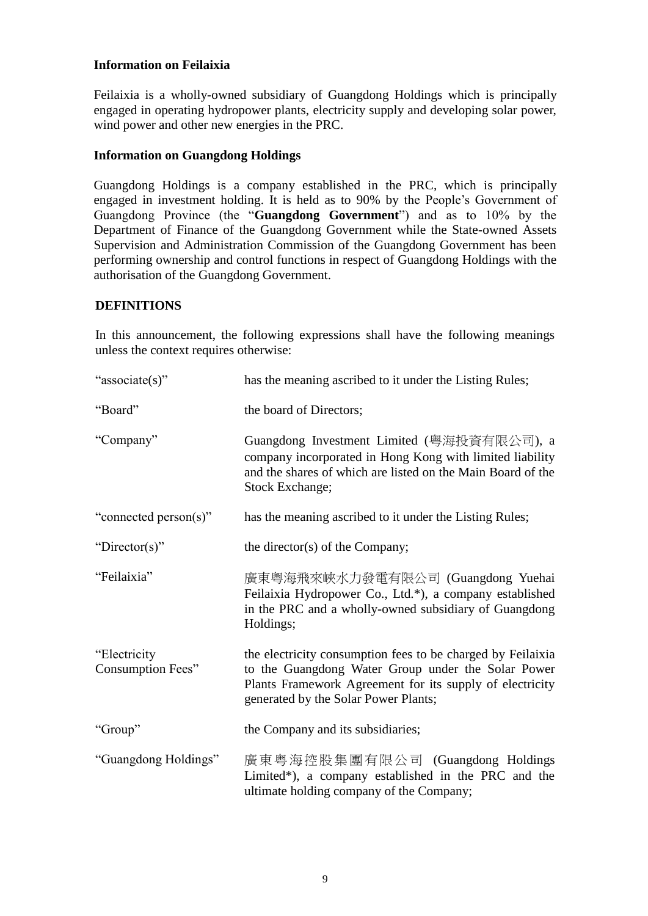**Information on Feilaixia**

Feilaixia is a wholly-owned subsidiary of Guangdong Holdings which is principally engaged in operating hydropower plants, electricity supply and developing solar power, wind power and other new energies in the PRC.

**Information on Guangdong Holdings**

Guangdong Holdings is a company established in the PRC, which is principally engaged in investment holding. It is held as to 90% by the People's Government of Guangdong Province (the "**Guangdong Government**") and as to 10% by the Department of Finance of the Guangdong Government while the State-owned Assets Supervision and Administration Commission of the Guangdong Government has been performing ownership and control functions in respect of Guangdong Holdings with the authorisation of the Guangdong Government.

**DEFINITIONS**

In this announcement, the following expressions shall have the following meanings unless the context requires otherwise:

| | |
|---|---|
| "associate(s)" | has the meaning ascribed to it under the Listing Rules; |
| "Board" | the board of Directors; |
| "Company" | Guangdong Investment Limited (粵海投資有限公司), a company incorporated in Hong Kong with limited liability and the shares of which are listed on the Main Board of the Stock Exchange; |
| "connected person(s)" | has the meaning ascribed to it under the Listing Rules; |
| "Director(s)" | the director(s) of the Company; |
| "Feilaixia" | 廣東粵海飛來峽水力發電有限公司 (Guangdong Yuehai Feilaixia Hydropower Co., Ltd.*), a company established in the PRC and a wholly-owned subsidiary of Guangdong Holdings; |
| "Electricity Consumption Fees" | the electricity consumption fees to be charged by Feilaixia to the Guangdong Water Group under the Solar Power Plants Framework Agreement for its supply of electricity generated by the Solar Power Plants; |
| "Group" | the Company and its subsidiaries; |
| "Guangdong Holdings" | 廣東粵海控股集團有限公司 (Guangdong Holdings Limited*), a company established in the PRC and the ultimate holding company of the Company; |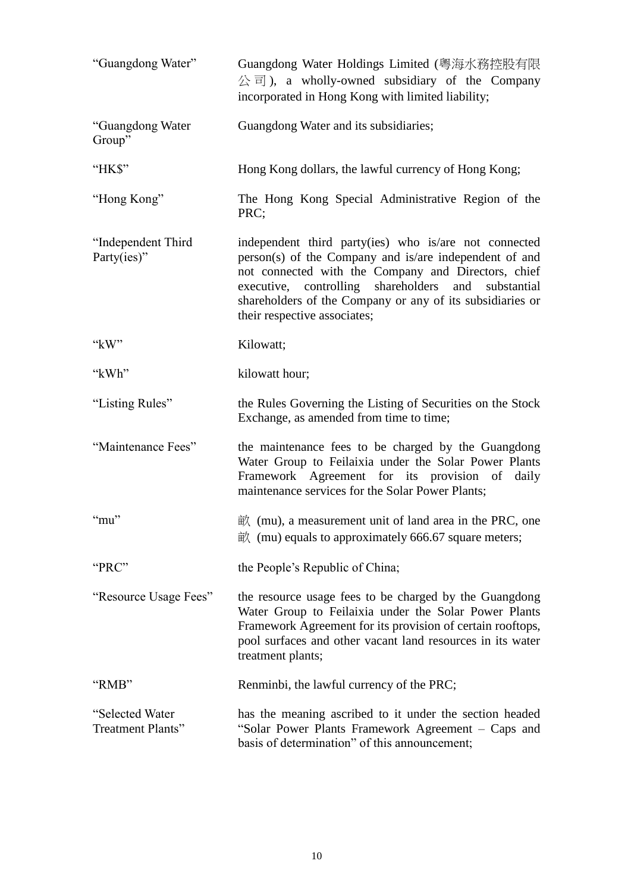| | |
|---|---|
| "Guangdong Water" | Guangdong Water Holdings Limited (粵海水務控股有限公司), a wholly-owned subsidiary of the Company incorporated in Hong Kong with limited liability; |
| "Guangdong Water Group" | Guangdong Water and its subsidiaries; |
| "HK$" | Hong Kong dollars, the lawful currency of Hong Kong; |
| "Hong Kong" | The Hong Kong Special Administrative Region of the PRC; |
| "Independent Third Party(ies)" | independent third party(ies) who is/are not connected person(s) of the Company and is/are independent of and not connected with the Company and Directors, chief executive, controlling shareholders and substantial shareholders of the Company or any of its subsidiaries or their respective associates; |
| "kW" | Kilowatt; |
| "kWh" | kilowatt hour; |
| "Listing Rules" | the Rules Governing the Listing of Securities on the Stock Exchange, as amended from time to time; |
| "Maintenance Fees" | the maintenance fees to be charged by the Guangdong Water Group to Feilaixia under the Solar Power Plants Framework Agreement for its provision of daily maintenance services for the Solar Power Plants; |
| "mu" | 畝 (mu), a measurement unit of land area in the PRC, one 畝 (mu) equals to approximately 666.67 square meters; |
| "PRC" | the People's Republic of China; |
| "Resource Usage Fees" | the resource usage fees to be charged by the Guangdong Water Group to Feilaixia under the Solar Power Plants Framework Agreement for its provision of certain rooftops, pool surfaces and other vacant land resources in its water treatment plants; |
| "RMB" | Renminbi, the lawful currency of the PRC; |
| "Selected Water Treatment Plants" | has the meaning ascribed to it under the section headed "Solar Power Plants Framework Agreement – Caps and basis of determination" of this announcement; |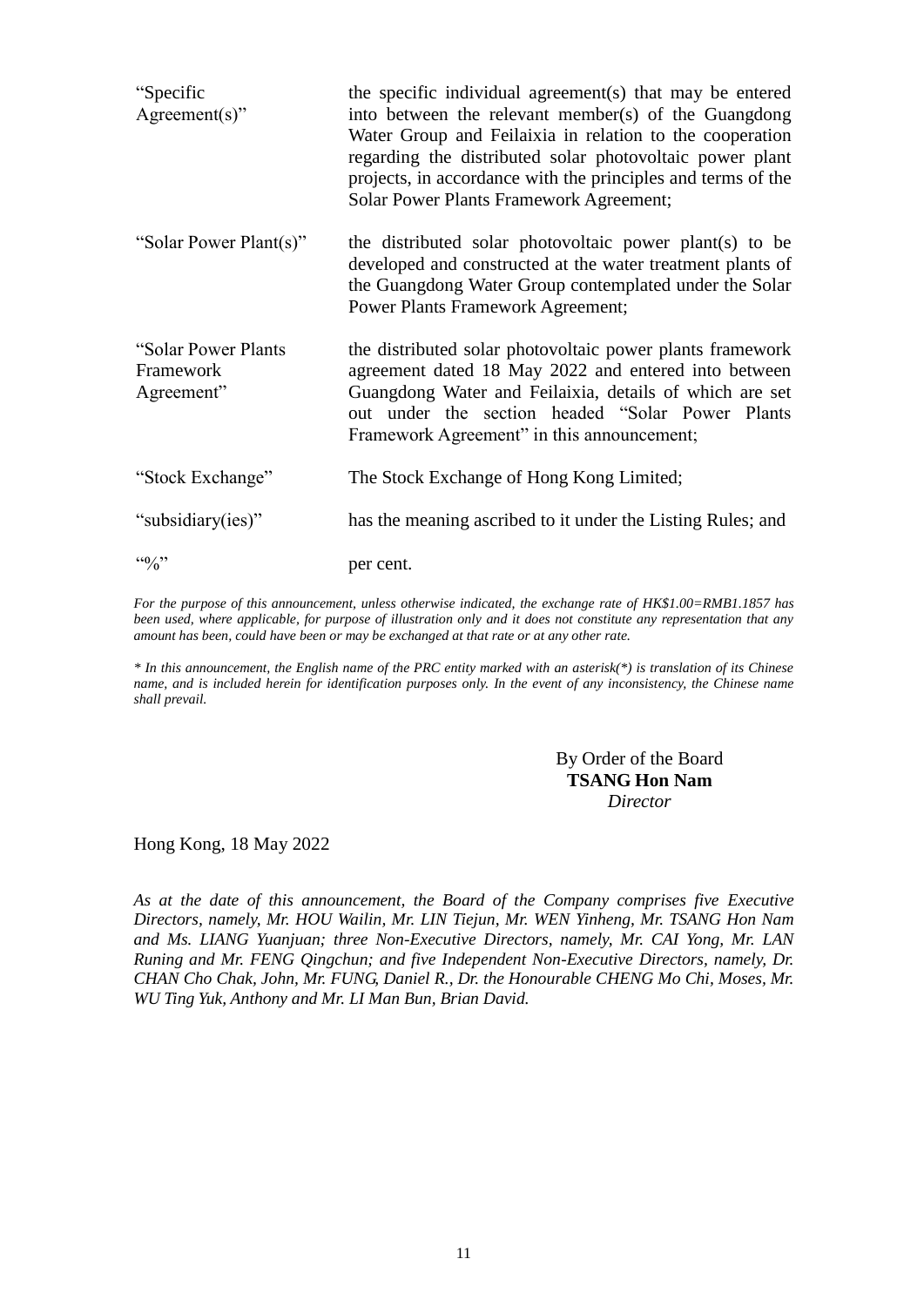| | |
|---|---|
| "Specific Agreement(s)" | the specific individual agreement(s) that may be entered into between the relevant member(s) of the Guangdong Water Group and Feilaixia in relation to the cooperation regarding the distributed solar photovoltaic power plant projects, in accordance with the principles and terms of the Solar Power Plants Framework Agreement; |
| "Solar Power Plant(s)" | the distributed solar photovoltaic power plant(s) to be developed and constructed at the water treatment plants of the Guangdong Water Group contemplated under the Solar Power Plants Framework Agreement; |
| "Solar Power Plants Framework Agreement" | the distributed solar photovoltaic power plants framework agreement dated 18 May 2022 and entered into between Guangdong Water and Feilaixia, details of which are set out under the section headed "Solar Power Plants Framework Agreement" in this announcement; |
| "Stock Exchange" | The Stock Exchange of Hong Kong Limited; |
| "subsidiary(ies)" | has the meaning ascribed to it under the Listing Rules; and |
| "%" | per cent. |

*For the purpose of this announcement, unless otherwise indicated, the exchange rate of HK$1.00=RMB1.1857 has been used, where applicable, for purpose of illustration only and it does not constitute any representation that any amount has been, could have been or may be exchanged at that rate or at any other rate.*

*\* In this announcement, the English name of the PRC entity marked with an asterisk(\*) is translation of its Chinese name, and is included herein for identification purposes only. In the event of any inconsistency, the Chinese name shall prevail.*

By Order of the Board
**TSANG Hon Nam**
*Director*

Hong Kong, 18 May 2022

*As at the date of this announcement, the Board of the Company comprises five Executive Directors, namely, Mr. HOU Wailin, Mr. LIN Tiejun, Mr. WEN Yinheng, Mr. TSANG Hon Nam and Ms. LIANG Yuanjuan; three Non-Executive Directors, namely, Mr. CAI Yong, Mr. LAN Runing and Mr. FENG Qingchun; and five Independent Non-Executive Directors, namely, Dr. CHAN Cho Chak, John, Mr. FUNG, Daniel R., Dr. the Honourable CHENG Mo Chi, Moses, Mr. WU Ting Yuk, Anthony and Mr. LI Man Bun, Brian David.*